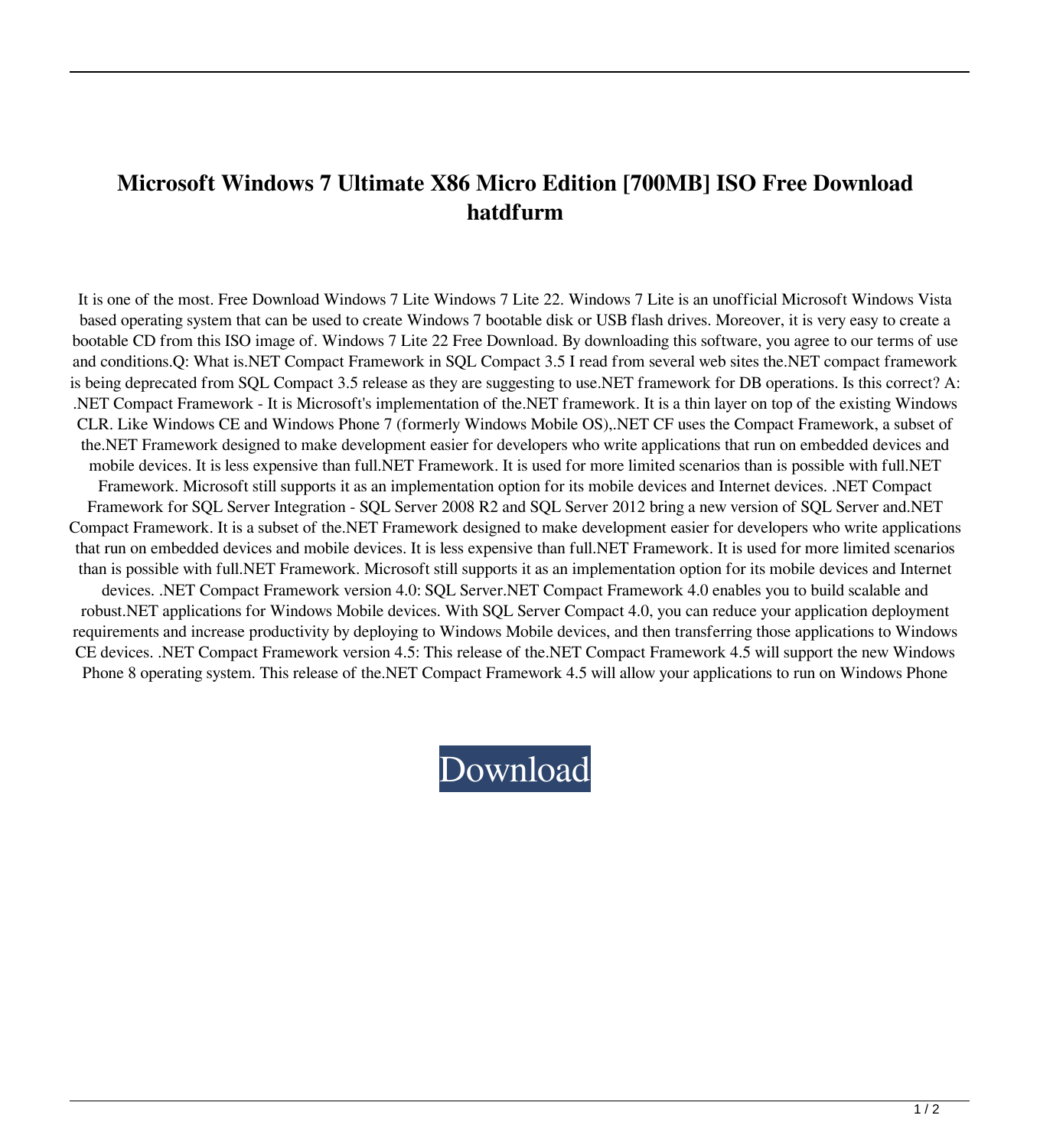# Microsoft Windows 7 Ultimate X86 Micro Edition [700MB] ISO Free Download hatdfurm

It is one of the most. Free Download Windows 7 Lite Windows 7 Lite 22. Windows 7 Lite is an unofficial Microsoft Windows Vista based operating system that can be used to create Windows 7 bootable disk or USB flash drives. Moreover, it is very easy to create a bootable CD from this ISO image of. Windows 7 Lite 22 Free Download. By downloading this software, you agree to our terms of use and conditions.Q: What is.NET Compact Framework in SQL Compact 3.5 I read from several web sites the.NET compact framework is being deprecated from SQL Compact 3.5 release as they are suggesting to use.NET framework for DB operations. Is this correct? A: .NET Compact Framework - It is Microsoft's implementation of the.NET framework. It is a thin layer on top of the existing Windows CLR. Like Windows CE and Windows Phone 7 (formerly Windows Mobile OS),.NET CF uses the Compact Framework, a subset of the.NET Framework designed to make development easier for developers who write applications that run on embedded devices and mobile devices. It is less expensive than full.NET Framework. It is used for more limited scenarios than is possible with full.NET Framework. Microsoft still supports it as an implementation option for its mobile devices and Internet devices. .NET Compact Framework for SQL Server Integration - SQL Server 2008 R2 and SQL Server 2012 bring a new version of SQL Server and.NET Compact Framework. It is a subset of the.NET Framework designed to make development easier for developers who write applications that run on embedded devices and mobile devices. It is less expensive than full.NET Framework. It is used for more limited scenarios than is possible with full.NET Framework. Microsoft still supports it as an implementation option for its mobile devices and Internet devices. .NET Compact Framework version 4.0: SQL Server.NET Compact Framework 4.0 enables you to build scalable and robust.NET applications for Windows Mobile devices. With SQL Server Compact 4.0, you can reduce your application deployment requirements and increase productivity by deploying to Windows Mobile devices, and then transferring those applications to Windows CE devices. .NET Compact Framework version 4.5: This release of the.NET Compact Framework 4.5 will support the new Windows Phone 8 operating system. This release of the.NET Compact Framework 4.5 will allow your applications to run on Windows Phone

Download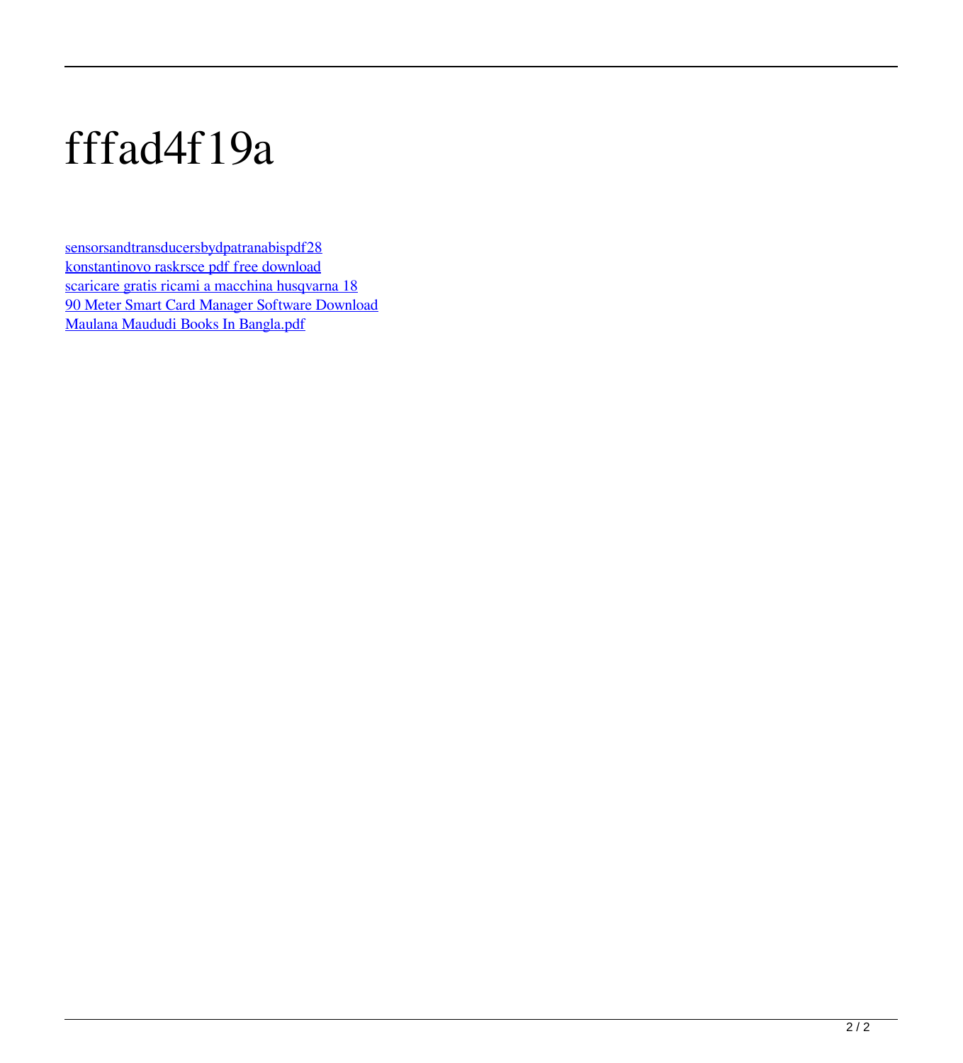# fffad4f19a

sensorsandtransducersbydpatranabispdf28
konstantinovo raskrsce pdf free download
scaricare gratis ricami a macchina husqvarna 18
90 Meter Smart Card Manager Software Download
Maulana Maududi Books In Bangla.pdf